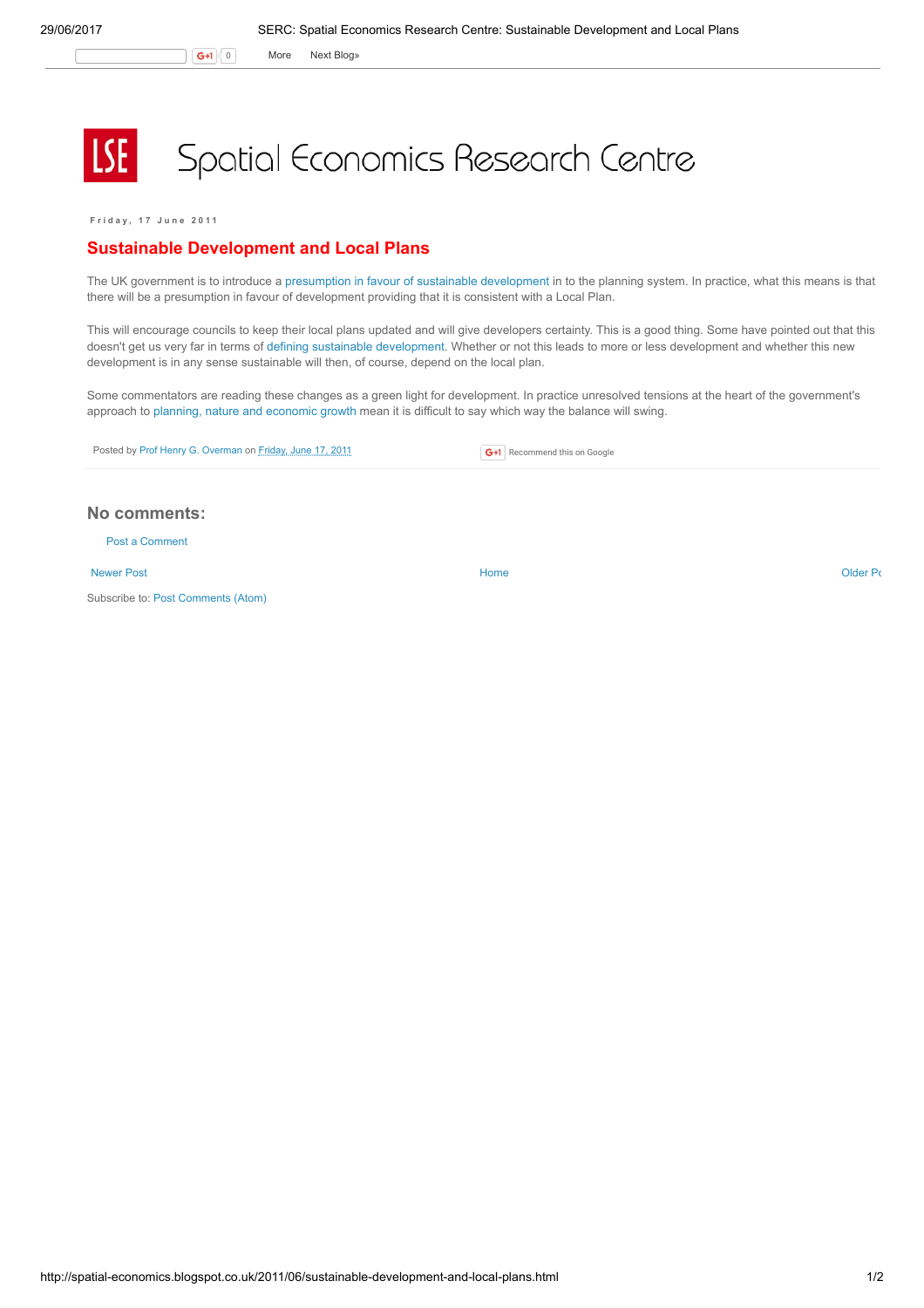# Spatial Economics Research Centre

Friday, 17 June 2011

## Sustainable Development and Local Plans

The UK government is to introduce a presumption in favour of sustainable development in to the planning system. In practice, what this means is that there will be a presumption in favour of development providing that it is consistent with a Local Plan.

This will encourage councils to keep their local plans updated and will give developers certainty. This is a good thing. Some have pointed out that this doesn't get us very far in terms of defining sustainable development. Whether or not this leads to more or less development and whether this new development is in any sense sustainable will then, of course, depend on the local plan.

Some commentators are reading these changes as a green light for development. In practice unresolved tensions at the heart of the government's approach to planning, nature and economic growth mean it is difficult to say which way the balance will swing.

Posted by Prof Henry G. Overman on Friday, June 17, 2011

Recommend this on Google

### No comments:

Post a Comment

Newer Post | Home | Older Po

Subscribe to: Post Comments (Atom)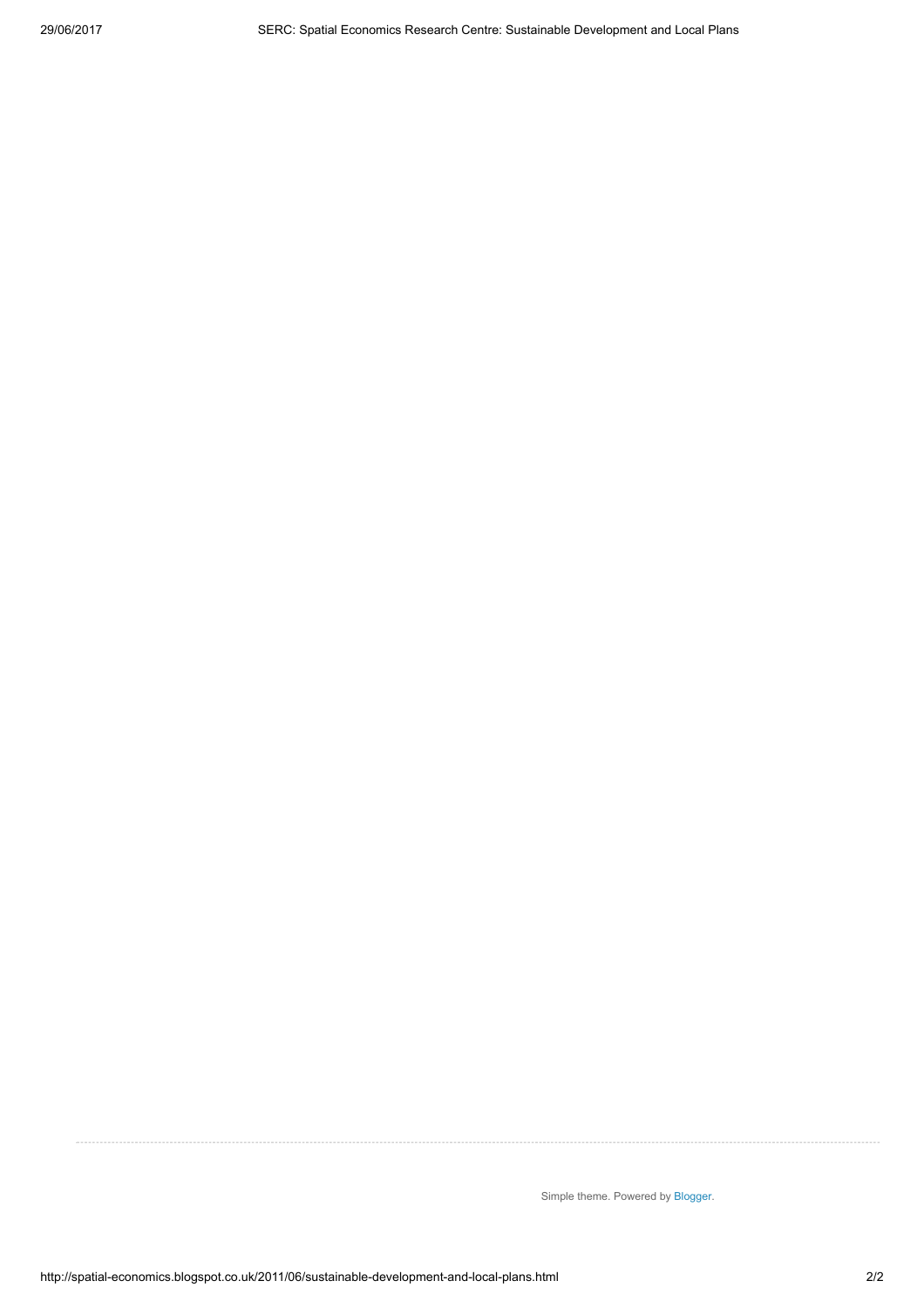Simple theme. Powered by Blogger.